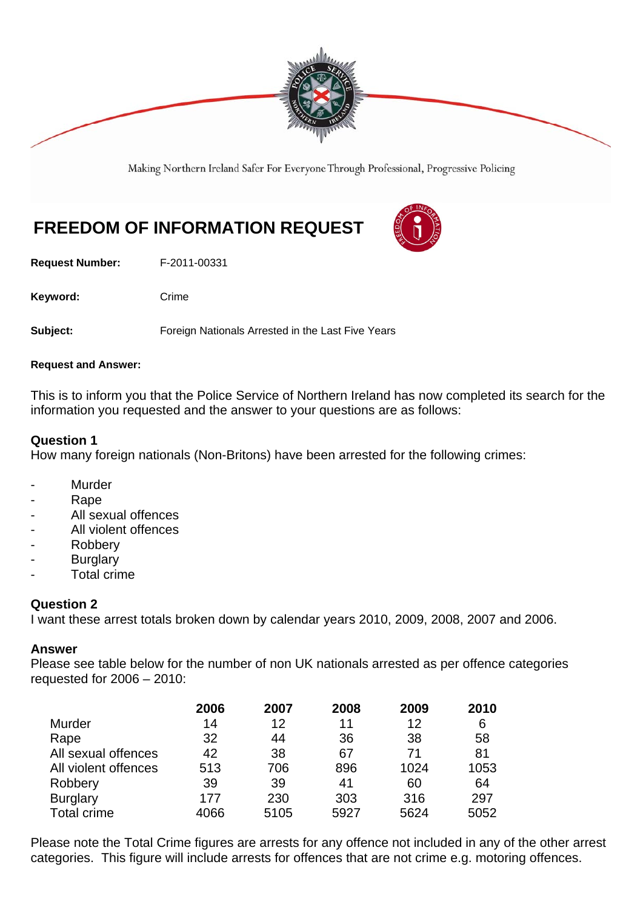Making Northern Ireland Safer For Everyone Through Professional, Progressive Policing

# FREEDOM OF INFORMATION REQUEST

**Request Number:** F-2011-00331

**Keyword:** Crime

**Subject:** Foreign Nationals Arrested in the Last Five Years

**Request and Answer:**

This is to inform you that the Police Service of Northern Ireland has now completed its search for the information you requested and the answer to your questions are as follows:

### Question 1

How many foreign nationals (Non-Britons) have been arrested for the following crimes:

- Murder
- Rape
- All sexual offences
- All violent offences
- Robbery
- Burglary
- Total crime

### Question 2

I want these arrest totals broken down by calendar years 2010, 2009, 2008, 2007 and 2006.

### Answer

Please see table below for the number of non UK nationals arrested as per offence categories requested for 2006 – 2010:

| | 2006 | 2007 | 2008 | 2009 | 2010 |
|---|---|---|---|---|---|
| Murder | 14 | 12 | 11 | 12 | 6 |
| Rape | 32 | 44 | 36 | 38 | 58 |
| All sexual offences | 42 | 38 | 67 | 71 | 81 |
| All violent offences | 513 | 706 | 896 | 1024 | 1053 |
| Robbery | 39 | 39 | 41 | 60 | 64 |
| Burglary | 177 | 230 | 303 | 316 | 297 |
| Total crime | 4066 | 5105 | 5927 | 5624 | 5052 |

Please note the Total Crime figures are arrests for any offence not included in any of the other arrest categories. This figure will include arrests for offences that are not crime e.g. motoring offences.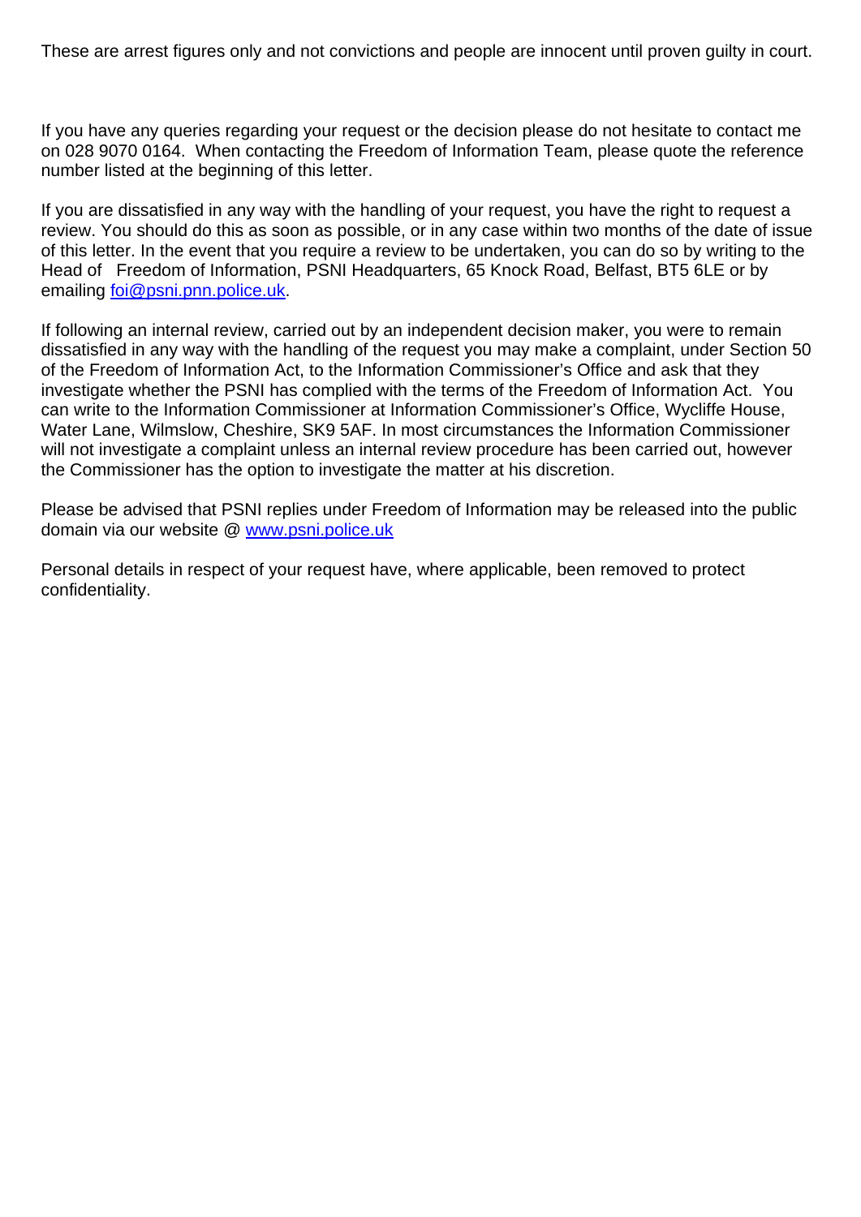These are arrest figures only and not convictions and people are innocent until proven guilty in court.

If you have any queries regarding your request or the decision please do not hesitate to contact me on 028 9070 0164. When contacting the Freedom of Information Team, please quote the reference number listed at the beginning of this letter.

If you are dissatisfied in any way with the handling of your request, you have the right to request a review. You should do this as soon as possible, or in any case within two months of the date of issue of this letter. In the event that you require a review to be undertaken, you can do so by writing to the Head of Freedom of Information, PSNI Headquarters, 65 Knock Road, Belfast, BT5 6LE or by emailing [foi@psni.pnn.police.uk](mailto:foi@psni.pnn.police.uk).

If following an internal review, carried out by an independent decision maker, you were to remain dissatisfied in any way with the handling of the request you may make a complaint, under Section 50 of the Freedom of Information Act, to the Information Commissioner's Office and ask that they investigate whether the PSNI has complied with the terms of the Freedom of Information Act. You can write to the Information Commissioner at Information Commissioner's Office, Wycliffe House, Water Lane, Wilmslow, Cheshire, SK9 5AF. In most circumstances the Information Commissioner will not investigate a complaint unless an internal review procedure has been carried out, however the Commissioner has the option to investigate the matter at his discretion.

Please be advised that PSNI replies under Freedom of Information may be released into the public domain via our website @ [www.psni.police.uk](http://www.psni.police.uk)

Personal details in respect of your request have, where applicable, been removed to protect confidentiality.